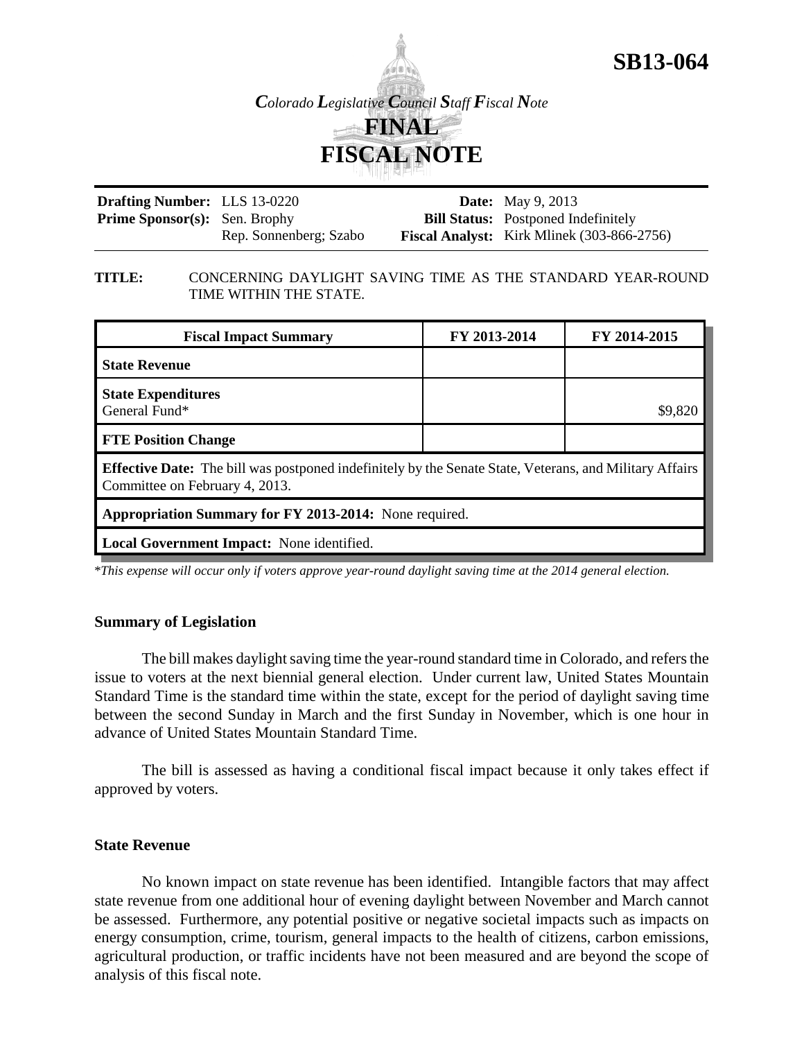# SB13-064

*Colorado Legislative Council Staff Fiscal Note*

## FINAL FISCAL NOTE

**Drafting Number:** LLS 13-0220
**Prime Sponsor(s):** Sen. Brophy
Rep. Sonnenberg; Szabo

**Date:** May 9, 2013
**Bill Status:** Postponed Indefinitely
**Fiscal Analyst:** Kirk Mlinek (303-866-2756)

**TITLE:** CONCERNING DAYLIGHT SAVING TIME AS THE STANDARD YEAR-ROUND TIME WITHIN THE STATE.

| Fiscal Impact Summary | FY 2013-2014 | FY 2014-2015 |
|---|---|---|
| **State Revenue** | | |
| **State Expenditures**<br>General Fund* | | $9,820 |
| **FTE Position Change** | | |
| **Effective Date:** The bill was postponed indefinitely by the Senate State, Veterans, and Military Affairs Committee on February 4, 2013. | | |
| **Appropriation Summary for FY 2013-2014:** None required. | | |
| **Local Government Impact:** None identified. | | |

\**This expense will occur only if voters approve year-round daylight saving time at the 2014 general election.*

### Summary of Legislation

The bill makes daylight saving time the year-round standard time in Colorado, and refers the issue to voters at the next biennial general election. Under current law, United States Mountain Standard Time is the standard time within the state, except for the period of daylight saving time between the second Sunday in March and the first Sunday in November, which is one hour in advance of United States Mountain Standard Time.

The bill is assessed as having a conditional fiscal impact because it only takes effect if approved by voters.

### State Revenue

No known impact on state revenue has been identified. Intangible factors that may affect state revenue from one additional hour of evening daylight between November and March cannot be assessed. Furthermore, any potential positive or negative societal impacts such as impacts on energy consumption, crime, tourism, general impacts to the health of citizens, carbon emissions, agricultural production, or traffic incidents have not been measured and are beyond the scope of analysis of this fiscal note.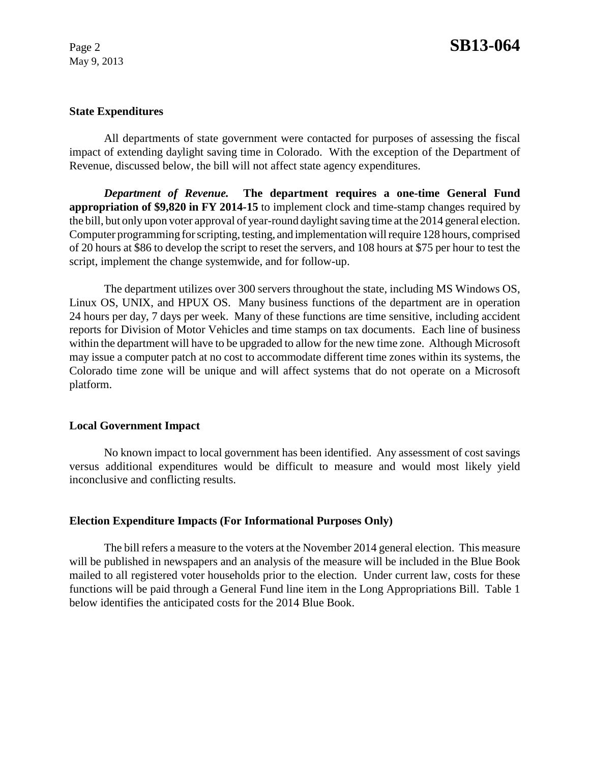## State Expenditures

All departments of state government were contacted for purposes of assessing the fiscal impact of extending daylight saving time in Colorado. With the exception of the Department of Revenue, discussed below, the bill will not affect state agency expenditures.

***Department of Revenue.*** **The department requires a one-time General Fund appropriation of $9,820 in FY 2014-15** to implement clock and time-stamp changes required by the bill, but only upon voter approval of year-round daylight saving time at the 2014 general election. Computer programming for scripting, testing, and implementation will require 128 hours, comprised of 20 hours at $86 to develop the script to reset the servers, and 108 hours at $75 per hour to test the script, implement the change systemwide, and for follow-up.

The department utilizes over 300 servers throughout the state, including MS Windows OS, Linux OS, UNIX, and HPUX OS. Many business functions of the department are in operation 24 hours per day, 7 days per week. Many of these functions are time sensitive, including accident reports for Division of Motor Vehicles and time stamps on tax documents. Each line of business within the department will have to be upgraded to allow for the new time zone. Although Microsoft may issue a computer patch at no cost to accommodate different time zones within its systems, the Colorado time zone will be unique and will affect systems that do not operate on a Microsoft platform.

## Local Government Impact

No known impact to local government has been identified. Any assessment of cost savings versus additional expenditures would be difficult to measure and would most likely yield inconclusive and conflicting results.

## Election Expenditure Impacts (For Informational Purposes Only)

The bill refers a measure to the voters at the November 2014 general election. This measure will be published in newspapers and an analysis of the measure will be included in the Blue Book mailed to all registered voter households prior to the election. Under current law, costs for these functions will be paid through a General Fund line item in the Long Appropriations Bill. Table 1 below identifies the anticipated costs for the 2014 Blue Book.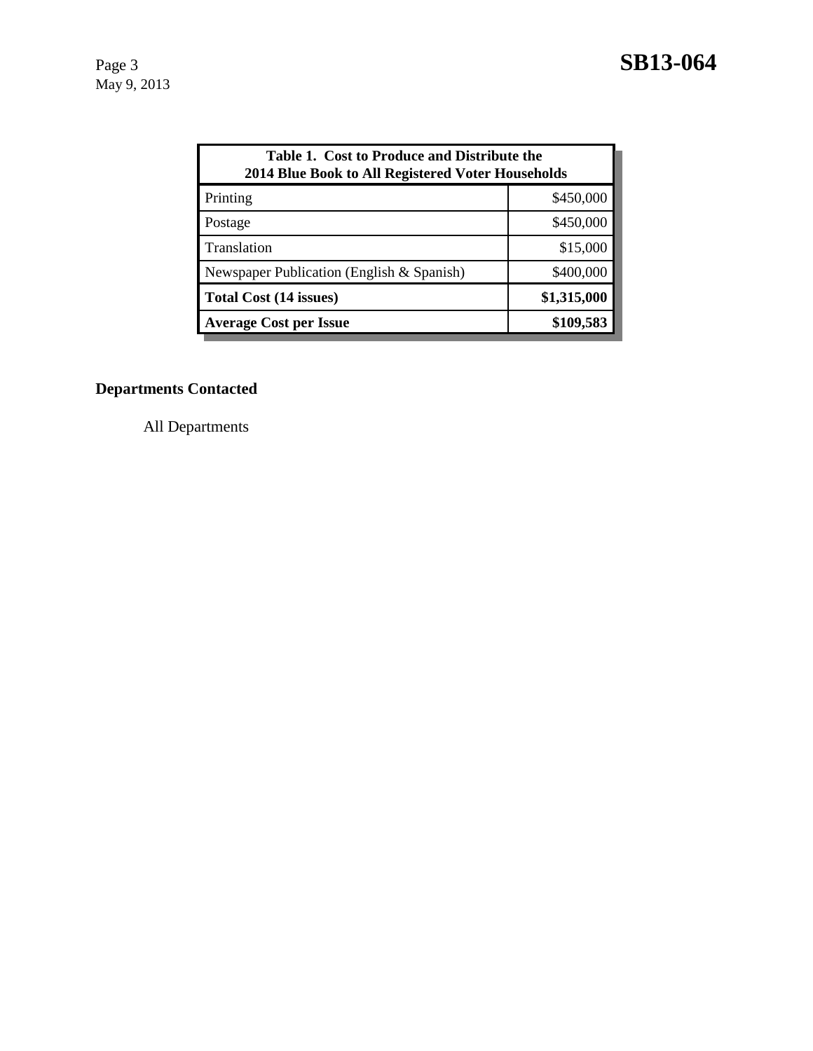| Table 1. Cost to Produce and Distribute the 2014 Blue Book to All Registered Voter Households | |
|---|---|
| Printing | $450,000 |
| Postage | $450,000 |
| Translation | $15,000 |
| Newspaper Publication (English & Spanish) | $400,000 |
| **Total Cost (14 issues)** | **$1,315,000** |
| **Average Cost per Issue** | **$109,583** |

## Departments Contacted

All Departments